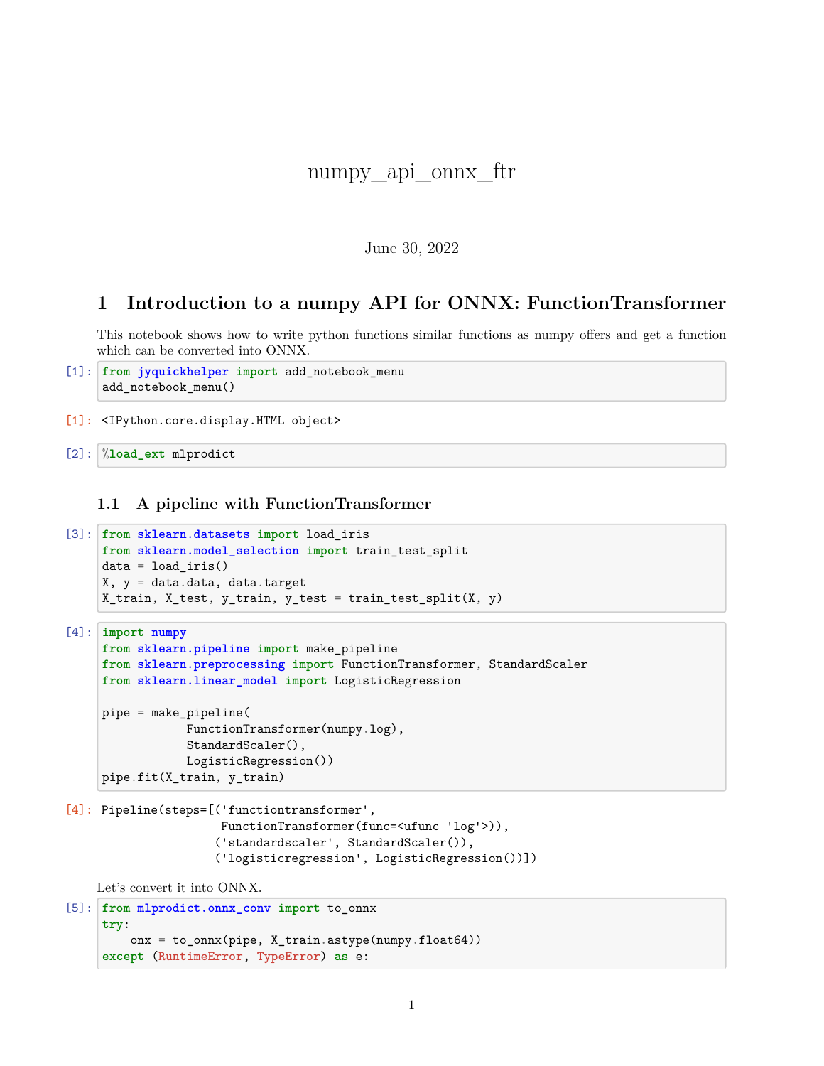# numpy_api_onnx_ftr

June 30, 2022

## 1 Introduction to a numpy API for ONNX: FunctionTransformer

This notebook shows how to write python functions similar functions as numpy offers and get a function which can be converted into ONNX.

[1]:
```
from jyquickhelper import add_notebook_menu
add_notebook_menu()
```

[1]:
```
<IPython.core.display.HTML object>
```

[2]:
```
%load_ext mlprodict
```

### 1.1 A pipeline with FunctionTransformer

[3]:
```
from sklearn.datasets import load_iris
from sklearn.model_selection import train_test_split
data = load_iris()
X, y = data.data, data.target
X_train, X_test, y_train, y_test = train_test_split(X, y)
```

[4]:
```
import numpy
from sklearn.pipeline import make_pipeline
from sklearn.preprocessing import FunctionTransformer, StandardScaler
from sklearn.linear_model import LogisticRegression

pipe = make_pipeline(
            FunctionTransformer(numpy.log),
            StandardScaler(),
            LogisticRegression())
pipe.fit(X_train, y_train)
```

[4]:
```
Pipeline(steps=[('functiontransformer',
                 FunctionTransformer(func=<ufunc 'log'>)),
                ('standardscaler', StandardScaler()),
                ('logisticregression', LogisticRegression())])
```

Let's convert it into ONNX.

[5]:
```
from mlprodict.onnx_conv import to_onnx
try:
    onx = to_onnx(pipe, X_train.astype(numpy.float64))
except (RuntimeError, TypeError) as e:
```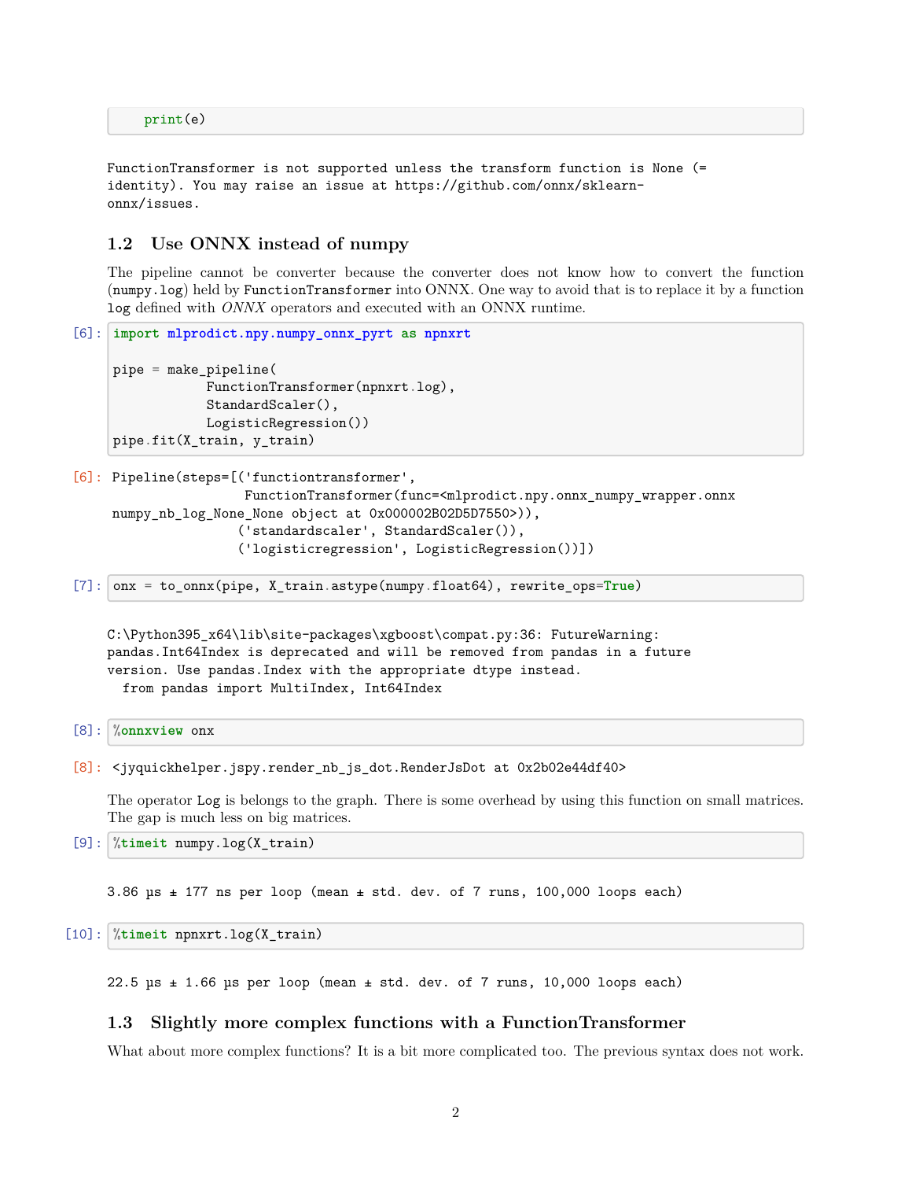```
    print(e)
```

```
FunctionTransformer is not supported unless the transform function is None (=
identity). You may raise an issue at https://github.com/onnx/sklearn-
onnx/issues.
```

### 1.2 Use ONNX instead of numpy

The pipeline cannot be converter because the converter does not know how to convert the function (`numpy.log`) held by `FunctionTransformer` into ONNX. One way to avoid that is to replace it by a function `log` defined with *ONNX* operators and executed with an ONNX runtime.

[6]:
```python
import mlprodict.npy.numpy_onnx_pyrt as npnxrt

pipe = make_pipeline(
            FunctionTransformer(npnxrt.log),
            StandardScaler(),
            LogisticRegression())
pipe.fit(X_train, y_train)
```

[6]:
```
Pipeline(steps=[('functiontransformer',
                 FunctionTransformer(func=<mlprodict.npy.onnx_numpy_wrapper.onnx
numpy_nb_log_None_None object at 0x000002B02D5D7550>)),
                ('standardscaler', StandardScaler()),
                ('logisticregression', LogisticRegression())])
```

[7]:
```python
onx = to_onnx(pipe, X_train.astype(numpy.float64), rewrite_ops=True)
```

```
C:\Python395_x64\lib\site-packages\xgboost\compat.py:36: FutureWarning:
pandas.Int64Index is deprecated and will be removed from pandas in a future
version. Use pandas.Index with the appropriate dtype instead.
  from pandas import MultiIndex, Int64Index
```

[8]:
```python
%onnxview onx
```

[8]:
```
<jyquickhelper.jspy.render_nb_js_dot.RenderJsDot at 0x2b02e44df40>
```

The operator `Log` is belongs to the graph. There is some overhead by using this function on small matrices. The gap is much less on big matrices.

[9]:
```python
%timeit numpy.log(X_train)
```

```
3.86 µs ± 177 ns per loop (mean ± std. dev. of 7 runs, 100,000 loops each)
```

[10]:
```python
%timeit npnxrt.log(X_train)
```

```
22.5 µs ± 1.66 µs per loop (mean ± std. dev. of 7 runs, 10,000 loops each)
```

### 1.3 Slightly more complex functions with a FunctionTransformer

What about more complex functions? It is a bit more complicated too. The previous syntax does not work.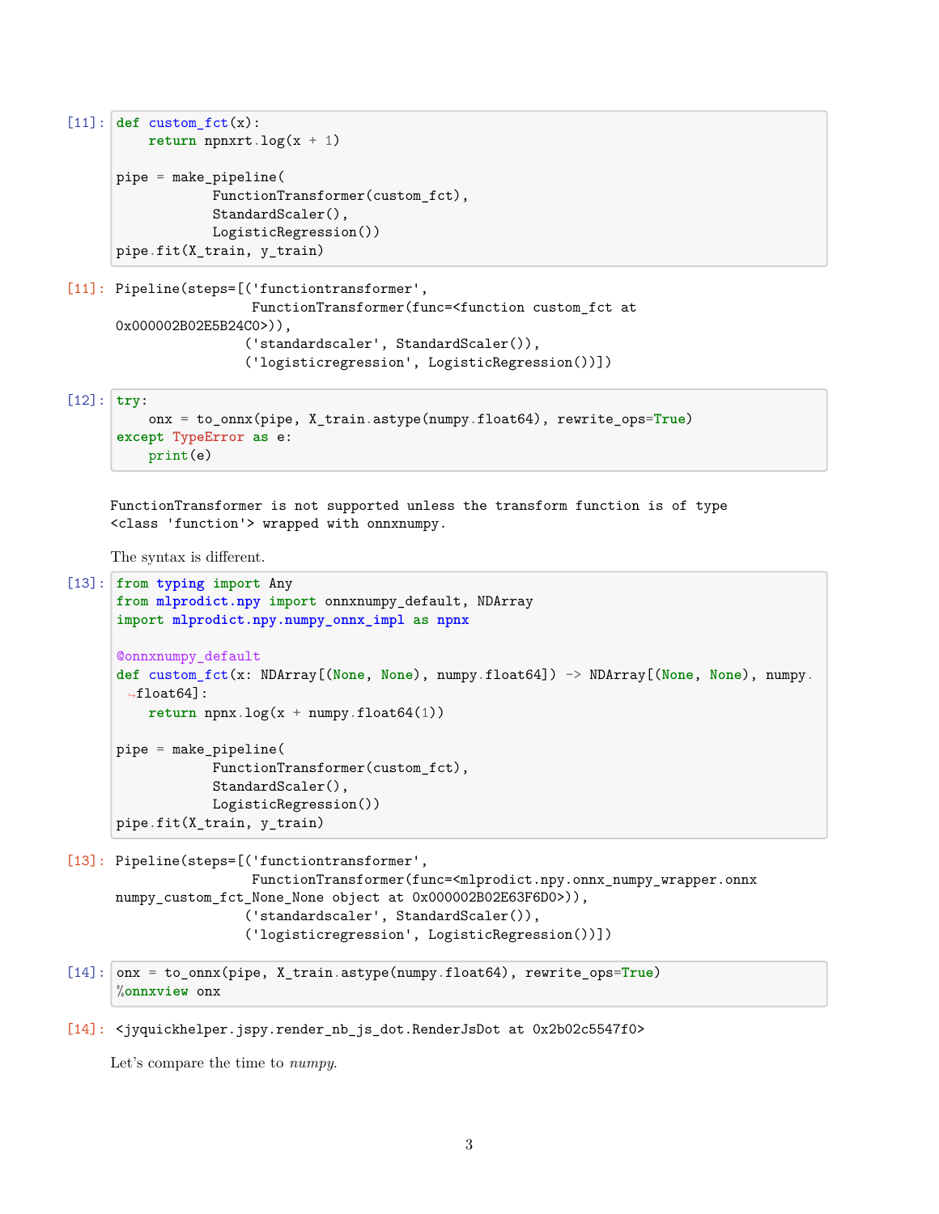```
[11]: def custom_fct(x):
          return npnxrt.log(x + 1)

      pipe = make_pipeline(
                  FunctionTransformer(custom_fct),
                  StandardScaler(),
                  LogisticRegression())
      pipe.fit(X_train, y_train)
```

```
[11]: Pipeline(steps=[('functiontransformer',
                       FunctionTransformer(func=<function custom_fct at
      0x000002B02E5B24C0>)),
                      ('standardscaler', StandardScaler()),
                      ('logisticregression', LogisticRegression())])
```

```
[12]: try:
          onx = to_onnx(pipe, X_train.astype(numpy.float64), rewrite_ops=True)
      except TypeError as e:
          print(e)
```

```
FunctionTransformer is not supported unless the transform function is of type
<class 'function'> wrapped with onnxnumpy.
```

The syntax is different.

```
[13]: from typing import Any
      from mlprodict.npy import onnxnumpy_default, NDArray
      import mlprodict.npy.numpy_onnx_impl as npnx

      @onnxnumpy_default
      def custom_fct(x: NDArray[(None, None), numpy.float64]) -> NDArray[(None, None), numpy.float64]:
          return npnx.log(x + numpy.float64(1))

      pipe = make_pipeline(
                  FunctionTransformer(custom_fct),
                  StandardScaler(),
                  LogisticRegression())
      pipe.fit(X_train, y_train)
```

```
[13]: Pipeline(steps=[('functiontransformer',
                       FunctionTransformer(func=<mlprodict.npy.onnx_numpy_wrapper.onnx
      numpy_custom_fct_None_None object at 0x000002B02E63F6D0>)),
                      ('standardscaler', StandardScaler()),
                      ('logisticregression', LogisticRegression())])
```

```
[14]: onx = to_onnx(pipe, X_train.astype(numpy.float64), rewrite_ops=True)
      %onnxview onx
```

```
[14]: <jyquickhelper.jspy.render_nb_js_dot.RenderJsDot at 0x2b02c5547f0>
```

Let's compare the time to *numpy*.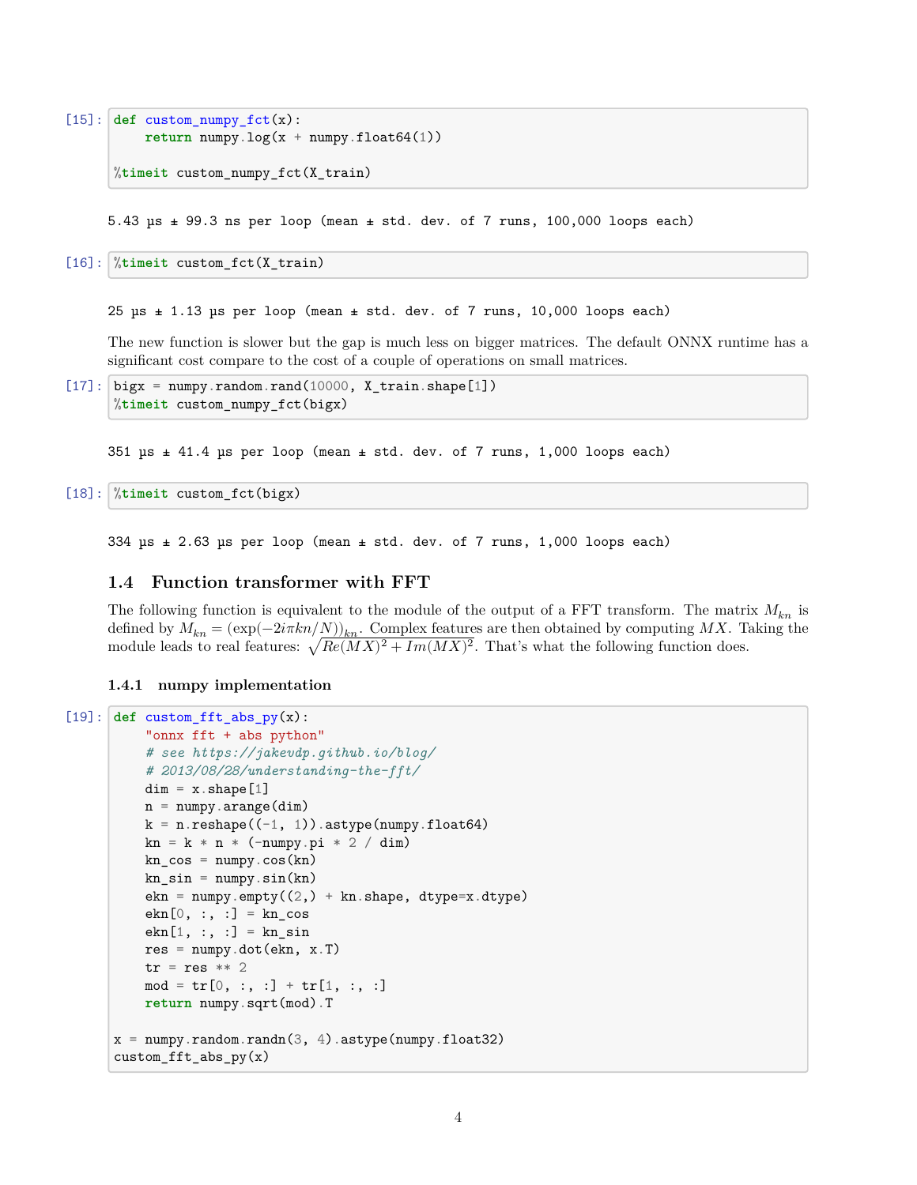```
[15]: def custom_numpy_fct(x):
          return numpy.log(x + numpy.float64(1))

      %timeit custom_numpy_fct(X_train)
```

```
5.43 µs ± 99.3 ns per loop (mean ± std. dev. of 7 runs, 100,000 loops each)
```

```
[16]: %timeit custom_fct(X_train)
```

```
25 µs ± 1.13 µs per loop (mean ± std. dev. of 7 runs, 10,000 loops each)
```

The new function is slower but the gap is much less on bigger matrices. The default ONNX runtime has a significant cost compare to the cost of a couple of operations on small matrices.

```
[17]: bigx = numpy.random.rand(10000, X_train.shape[1])
      %timeit custom_numpy_fct(bigx)
```

```
351 µs ± 41.4 µs per loop (mean ± std. dev. of 7 runs, 1,000 loops each)
```

```
[18]: %timeit custom_fct(bigx)
```

```
334 µs ± 2.63 µs per loop (mean ± std. dev. of 7 runs, 1,000 loops each)
```

## 1.4 Function transformer with FFT

The following function is equivalent to the module of the output of a FFT transform. The matrix $M_{kn}$ is defined by $M_{kn} = (\exp(-2i\pi kn/N))_{kn}$. Complex features are then obtained by computing $MX$. Taking the module leads to real features: $\sqrt{Re(MX)^2 + Im(MX)^2}$. That's what the following function does.

### 1.4.1 numpy implementation

```
[19]: def custom_fft_abs_py(x):
          "onnx fft + abs python"
          # see https://jakevdp.github.io/blog/
          # 2013/08/28/understanding-the-fft/
          dim = x.shape[1]
          n = numpy.arange(dim)
          k = n.reshape((-1, 1)).astype(numpy.float64)
          kn = k * n * (-numpy.pi * 2 / dim)
          kn_cos = numpy.cos(kn)
          kn_sin = numpy.sin(kn)
          ekn = numpy.empty((2,) + kn.shape, dtype=x.dtype)
          ekn[0, :, :] = kn_cos
          ekn[1, :, :] = kn_sin
          res = numpy.dot(ekn, x.T)
          tr = res ** 2
          mod = tr[0, :, :] + tr[1, :, :]
          return numpy.sqrt(mod).T

      x = numpy.random.randn(3, 4).astype(numpy.float32)
      custom_fft_abs_py(x)
```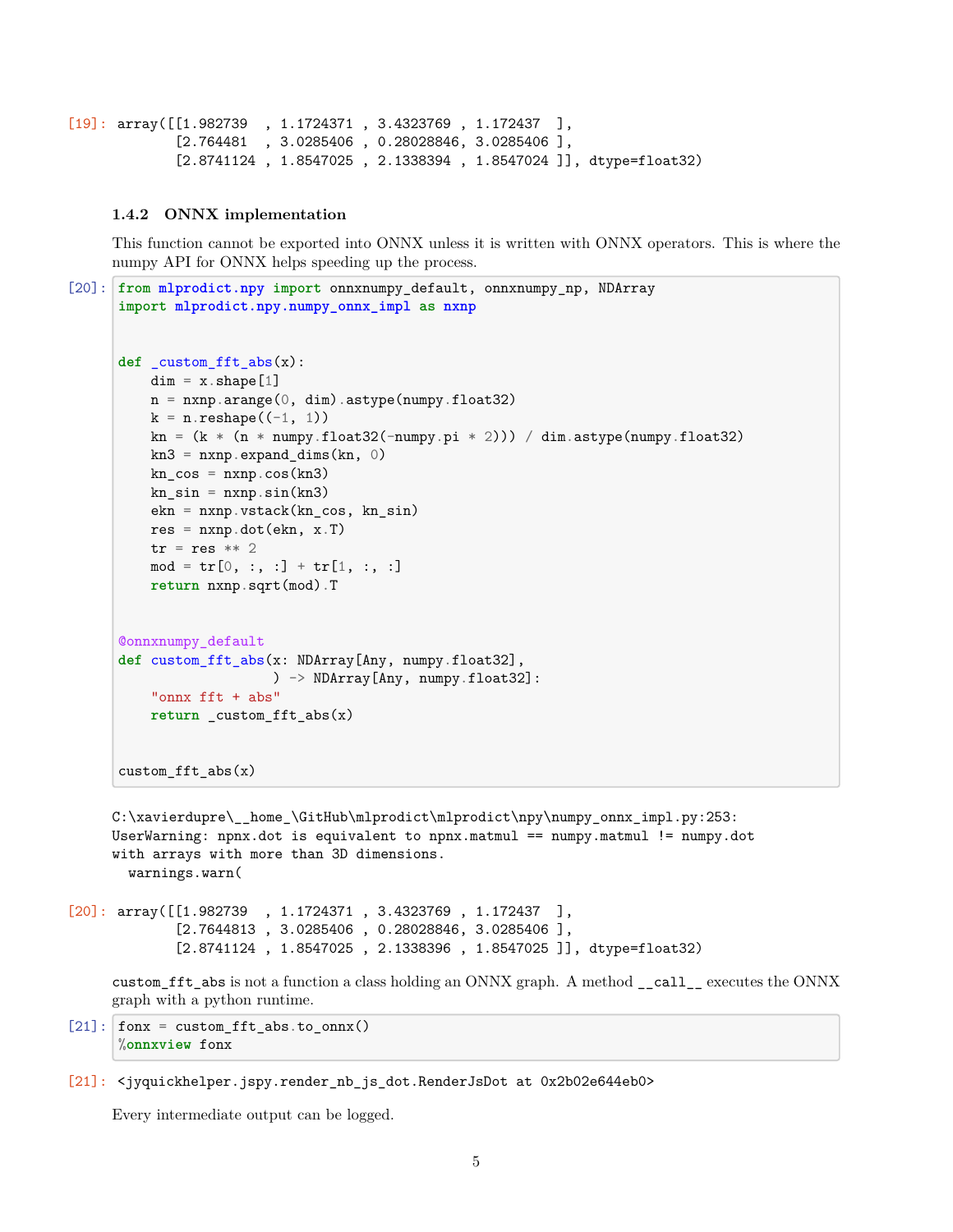```
[19]: array([[1.982739  , 1.1724371 , 3.4323769 , 1.172437  ],
       [2.764481  , 3.0285406 , 0.28028846, 3.0285406 ],
       [2.8741124 , 1.8547025 , 2.1338394 , 1.8547024 ]], dtype=float32)
```

### 1.4.2 ONNX implementation

This function cannot be exported into ONNX unless it is written with ONNX operators. This is where the numpy API for ONNX helps speeding up the process.

```
[20]: from mlprodict.npy import onnxnumpy_default, onnxnumpy_np, NDArray
import mlprodict.npy.numpy_onnx_impl as nxnp


def _custom_fft_abs(x):
    dim = x.shape[1]
    n = nxnp.arange(0, dim).astype(numpy.float32)
    k = n.reshape((-1, 1))
    kn = (k * (n * numpy.float32(-numpy.pi * 2))) / dim.astype(numpy.float32)
    kn3 = nxnp.expand_dims(kn, 0)
    kn_cos = nxnp.cos(kn3)
    kn_sin = nxnp.sin(kn3)
    ekn = nxnp.vstack(kn_cos, kn_sin)
    res = nxnp.dot(ekn, x.T)
    tr = res ** 2
    mod = tr[0, :, :] + tr[1, :, :]
    return nxnp.sqrt(mod).T


@onnxnumpy_default
def custom_fft_abs(x: NDArray[Any, numpy.float32],
                   ) -> NDArray[Any, numpy.float32]:
    "onnx fft + abs"
    return _custom_fft_abs(x)


custom_fft_abs(x)
```

```
C:\xavierdupre\__home_\GitHub\mlprodict\mlprodict\npy\numpy_onnx_impl.py:253:
UserWarning: npnx.dot is equivalent to npnx.matmul == numpy.matmul != numpy.dot
with arrays with more than 3D dimensions.
  warnings.warn(
```

```
[20]: array([[1.982739  , 1.1724371 , 3.4323769 , 1.172437  ],
       [2.7644813 , 3.0285406 , 0.28028846, 3.0285406 ],
       [2.8741124 , 1.8547025 , 2.1338396 , 1.8547025 ]], dtype=float32)
```

`custom_fft_abs` is not a function a class holding an ONNX graph. A method `__call__` executes the ONNX graph with a python runtime.

```
[21]: fonx = custom_fft_abs.to_onnx()
%onnxview fonx
```

```
[21]: <jyquickhelper.jspy.render_nb_js_dot.RenderJsDot at 0x2b02e644eb0>
```

Every intermediate output can be logged.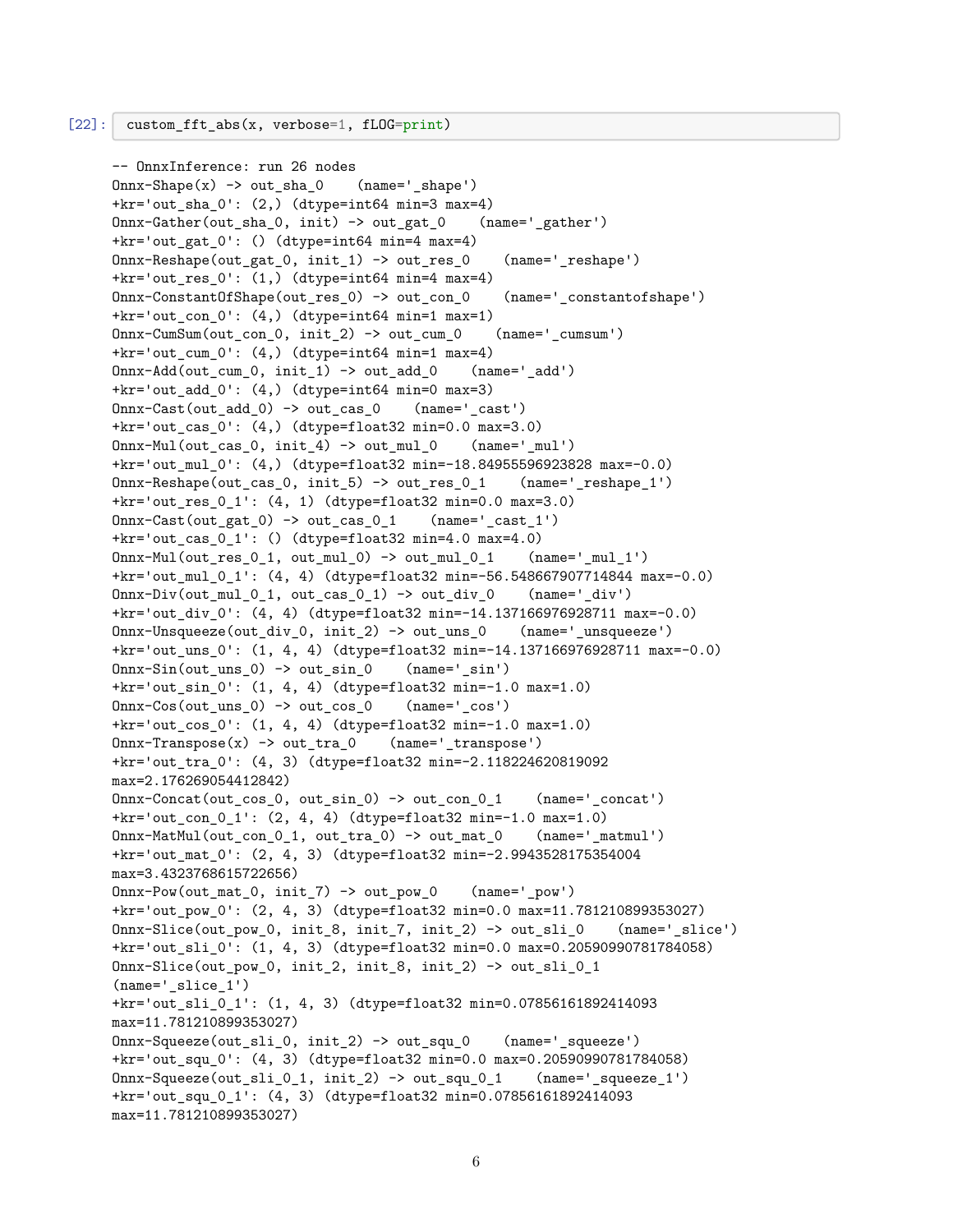```
[22]: custom_fft_abs(x, verbose=1, fLOG=print)
```

```
-- OnnxInference: run 26 nodes
Onnx-Shape(x) -> out_sha_0    (name='_shape')
+kr='out_sha_0': (2,) (dtype=int64 min=3 max=4)
Onnx-Gather(out_sha_0, init) -> out_gat_0    (name='_gather')
+kr='out_gat_0': () (dtype=int64 min=4 max=4)
Onnx-Reshape(out_gat_0, init_1) -> out_res_0    (name='_reshape')
+kr='out_res_0': (1,) (dtype=int64 min=4 max=4)
Onnx-ConstantOfShape(out_res_0) -> out_con_0    (name='_constantofshape')
+kr='out_con_0': (4,) (dtype=int64 min=1 max=1)
Onnx-CumSum(out_con_0, init_2) -> out_cum_0    (name='_cumsum')
+kr='out_cum_0': (4,) (dtype=int64 min=1 max=4)
Onnx-Add(out_cum_0, init_1) -> out_add_0    (name='_add')
+kr='out_add_0': (4,) (dtype=int64 min=0 max=3)
Onnx-Cast(out_add_0) -> out_cas_0    (name='_cast')
+kr='out_cas_0': (4,) (dtype=float32 min=0.0 max=3.0)
Onnx-Mul(out_cas_0, init_4) -> out_mul_0    (name='_mul')
+kr='out_mul_0': (4,) (dtype=float32 min=-18.84955596923828 max=-0.0)
Onnx-Reshape(out_cas_0, init_5) -> out_res_0_1    (name='_reshape_1')
+kr='out_res_0_1': (4, 1) (dtype=float32 min=0.0 max=3.0)
Onnx-Cast(out_gat_0) -> out_cas_0_1    (name='_cast_1')
+kr='out_cas_0_1': () (dtype=float32 min=4.0 max=4.0)
Onnx-Mul(out_res_0_1, out_mul_0) -> out_mul_0_1    (name='_mul_1')
+kr='out_mul_0_1': (4, 4) (dtype=float32 min=-56.548667907714844 max=-0.0)
Onnx-Div(out_mul_0_1, out_cas_0_1) -> out_div_0    (name='_div')
+kr='out_div_0': (4, 4) (dtype=float32 min=-14.137166976928711 max=-0.0)
Onnx-Unsqueeze(out_div_0, init_2) -> out_uns_0    (name='_unsqueeze')
+kr='out_uns_0': (1, 4, 4) (dtype=float32 min=-14.137166976928711 max=-0.0)
Onnx-Sin(out_uns_0) -> out_sin_0    (name='_sin')
+kr='out_sin_0': (1, 4, 4) (dtype=float32 min=-1.0 max=1.0)
Onnx-Cos(out_uns_0) -> out_cos_0    (name='_cos')
+kr='out_cos_0': (1, 4, 4) (dtype=float32 min=-1.0 max=1.0)
Onnx-Transpose(x) -> out_tra_0    (name='_transpose')
+kr='out_tra_0': (4, 3) (dtype=float32 min=-2.118224620819092
max=2.176269054412842)
Onnx-Concat(out_cos_0, out_sin_0) -> out_con_0_1    (name='_concat')
+kr='out_con_0_1': (2, 4, 4) (dtype=float32 min=-1.0 max=1.0)
Onnx-MatMul(out_con_0_1, out_tra_0) -> out_mat_0    (name='_matmul')
+kr='out_mat_0': (2, 4, 3) (dtype=float32 min=-2.9943528175354004
max=3.4323768615722656)
Onnx-Pow(out_mat_0, init_7) -> out_pow_0    (name='_pow')
+kr='out_pow_0': (2, 4, 3) (dtype=float32 min=0.0 max=11.781210899353027)
Onnx-Slice(out_pow_0, init_8, init_7, init_2) -> out_sli_0    (name='_slice')
+kr='out_sli_0': (1, 4, 3) (dtype=float32 min=0.0 max=0.20590990781784058)
Onnx-Slice(out_pow_0, init_2, init_8, init_2) -> out_sli_0_1
(name='_slice_1')
+kr='out_sli_0_1': (1, 4, 3) (dtype=float32 min=0.07856161892414093
max=11.781210899353027)
Onnx-Squeeze(out_sli_0, init_2) -> out_squ_0    (name='_squeeze')
+kr='out_squ_0': (4, 3) (dtype=float32 min=0.0 max=0.20590990781784058)
Onnx-Squeeze(out_sli_0_1, init_2) -> out_squ_0_1    (name='_squeeze_1')
+kr='out_squ_0_1': (4, 3) (dtype=float32 min=0.07856161892414093
max=11.781210899353027)
```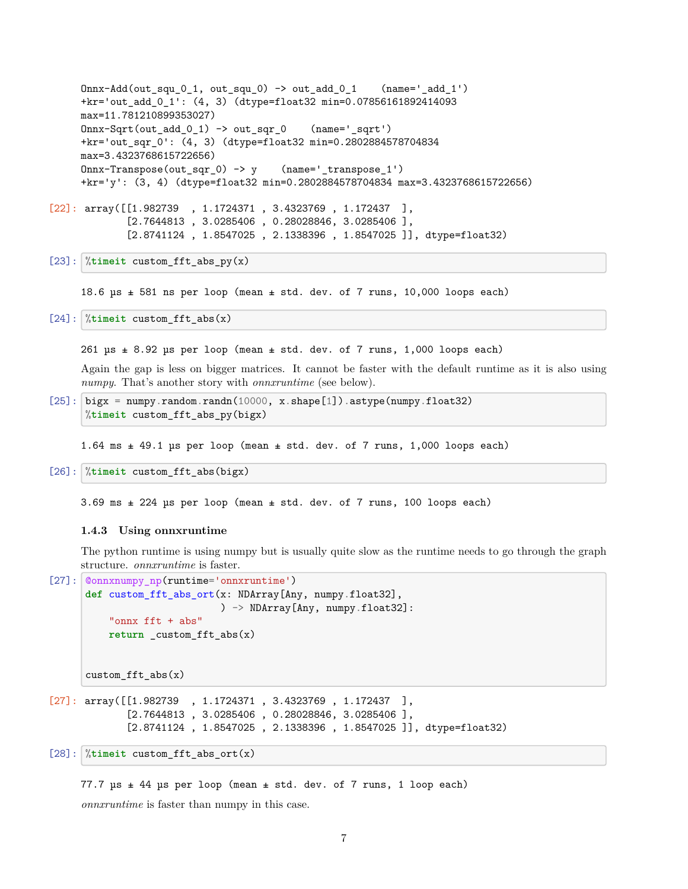```
Onnx-Add(out_squ_0_1, out_squ_0) -> out_add_0_1    (name='_add_1')
+kr='out_add_0_1': (4, 3) (dtype=float32 min=0.07856161892414093
max=11.781210899353027)
Onnx-Sqrt(out_add_0_1) -> out_sqr_0    (name='_sqrt')
+kr='out_sqr_0': (4, 3) (dtype=float32 min=0.2802884578704834
max=3.4323768615722656)
Onnx-Transpose(out_sqr_0) -> y    (name='_transpose_1')
+kr='y': (3, 4) (dtype=float32 min=0.2802884578704834 max=3.4323768615722656)
```

[22]:

```
array([[1.982739  , 1.1724371 , 3.4323769 , 1.172437  ],
       [2.7644813 , 3.0285406 , 0.28028846, 3.0285406 ],
       [2.8741124 , 1.8547025 , 2.1338396 , 1.8547025 ]], dtype=float32)
```

[23]:

```
%timeit custom_fft_abs_py(x)
```

```
18.6 µs ± 581 ns per loop (mean ± std. dev. of 7 runs, 10,000 loops each)
```

[24]:

```
%timeit custom_fft_abs(x)
```

```
261 µs ± 8.92 µs per loop (mean ± std. dev. of 7 runs, 1,000 loops each)
```

Again the gap is less on bigger matrices. It cannot be faster with the default runtime as it is also using *numpy*. That's another story with *onnxruntime* (see below).

[25]:

```
bigx = numpy.random.randn(10000, x.shape[1]).astype(numpy.float32)
%timeit custom_fft_abs_py(bigx)
```

```
1.64 ms ± 49.1 µs per loop (mean ± std. dev. of 7 runs, 1,000 loops each)
```

[26]:

```
%timeit custom_fft_abs(bigx)
```

```
3.69 ms ± 224 µs per loop (mean ± std. dev. of 7 runs, 100 loops each)
```

### 1.4.3 Using onnxruntime

The python runtime is using numpy but is usually quite slow as the runtime needs to go through the graph structure. *onnxruntime* is faster.

[27]:

```
@onnxnumpy_np(runtime='onnxruntime')
def custom_fft_abs_ort(x: NDArray[Any, numpy.float32],
                        ) -> NDArray[Any, numpy.float32]:
    "onnx fft + abs"
    return _custom_fft_abs(x)


custom_fft_abs(x)
```

[27]:

```
array([[1.982739  , 1.1724371 , 3.4323769 , 1.172437  ],
       [2.7644813 , 3.0285406 , 0.28028846, 3.0285406 ],
       [2.8741124 , 1.8547025 , 2.1338396 , 1.8547025 ]], dtype=float32)
```

[28]:

```
%timeit custom_fft_abs_ort(x)
```

```
77.7 µs ± 44 µs per loop (mean ± std. dev. of 7 runs, 1 loop each)
```

*onnxruntime* is faster than numpy in this case.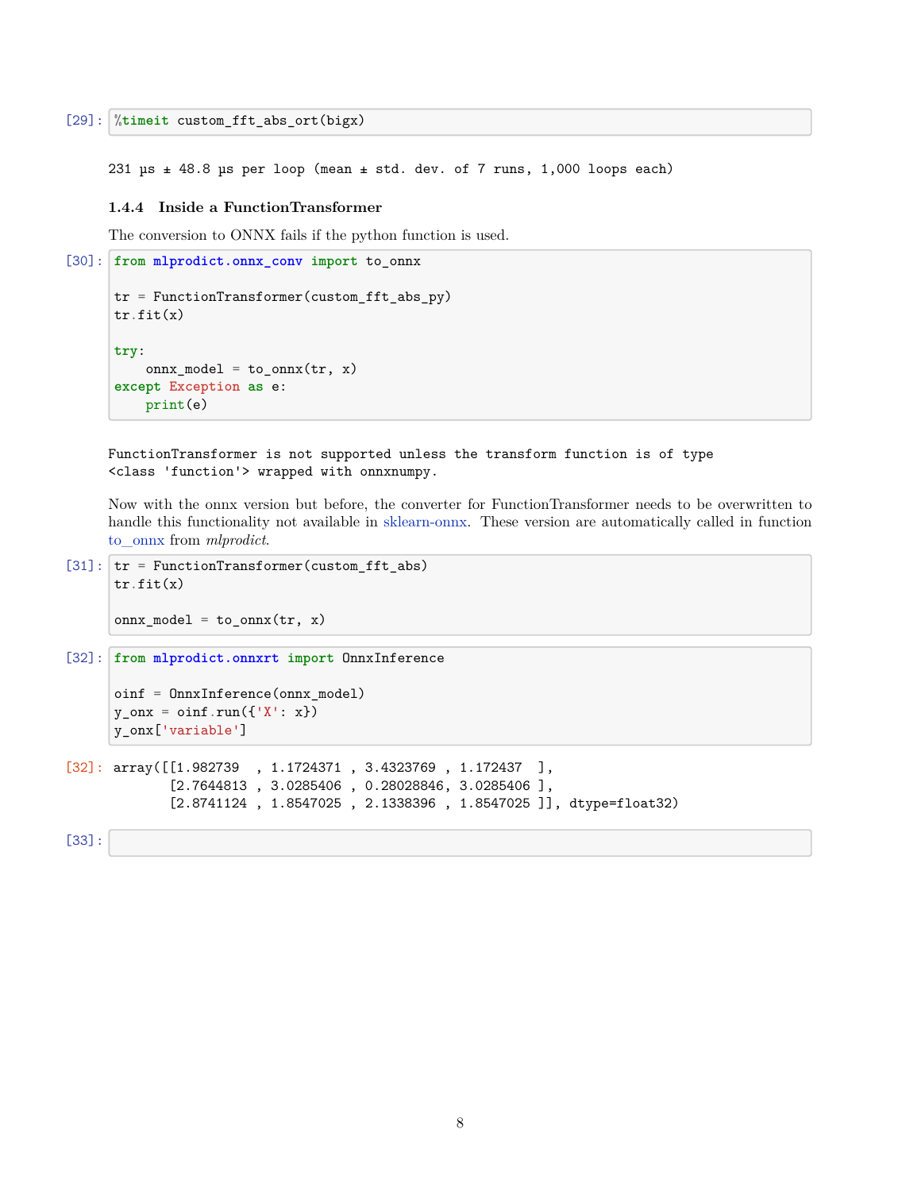```
[29]: %timeit custom_fft_abs_ort(bigx)
```

```
231 µs ± 48.8 µs per loop (mean ± std. dev. of 7 runs, 1,000 loops each)
```

### 1.4.4 Inside a FunctionTransformer

The conversion to ONNX fails if the python function is used.

```
[30]: from mlprodict.onnx_conv import to_onnx

tr = FunctionTransformer(custom_fft_abs_py)
tr.fit(x)

try:
    onnx_model = to_onnx(tr, x)
except Exception as e:
    print(e)
```

```
FunctionTransformer is not supported unless the transform function is of type
<class 'function'> wrapped with onnxnumpy.
```

Now with the onnx version but before, the converter for FunctionTransformer needs to be overwritten to handle this functionality not available in sklearn-onnx. These version are automatically called in function to_onnx from *mlprodict*.

```
[31]: tr = FunctionTransformer(custom_fft_abs)
tr.fit(x)

onnx_model = to_onnx(tr, x)
```

```
[32]: from mlprodict.onnxrt import OnnxInference

oinf = OnnxInference(onnx_model)
y_onx = oinf.run({'X': x})
y_onx['variable']
```

```
[32]: array([[1.982739  , 1.1724371 , 3.4323769 , 1.172437  ],
       [2.7644813 , 3.0285406 , 0.28028846, 3.0285406 ],
       [2.8741124 , 1.8547025 , 2.1338396 , 1.8547025 ]], dtype=float32)
```

```
[33]:
```